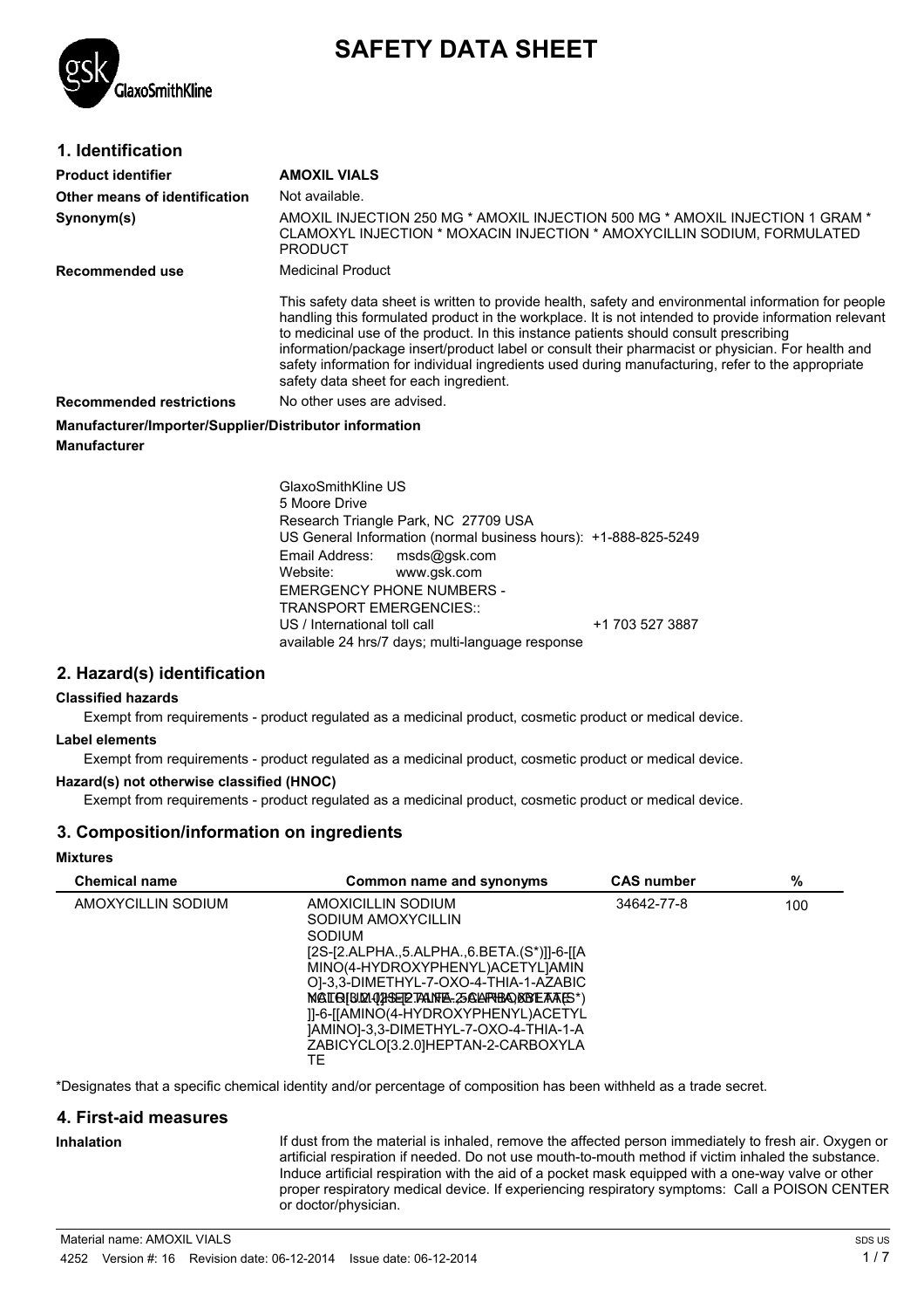# SAFETY DATA SHEET

## 1. Identification

**Product identifier** **AMOXIL VIALS**

**Other means of identification** Not available.

**Synonym(s)** AMOXIL INJECTION 250 MG * AMOXIL INJECTION 500 MG * AMOXIL INJECTION 1 GRAM * CLAMOXYL INJECTION * MOXACIN INJECTION * AMOXYCILLIN SODIUM, FORMULATED PRODUCT

**Recommended use** Medicinal Product

This safety data sheet is written to provide health, safety and environmental information for people handling this formulated product in the workplace. It is not intended to provide information relevant to medicinal use of the product. In this instance patients should consult prescribing information/package insert/product label or consult their pharmacist or physician. For health and safety information for individual ingredients used during manufacturing, refer to the appropriate safety data sheet for each ingredient.

**Recommended restrictions** No other uses are advised.

**Manufacturer/Importer/Supplier/Distributor information**

**Manufacturer**

GlaxoSmithKline US
5 Moore Drive
Research Triangle Park, NC 27709 USA
US General Information (normal business hours): +1-888-825-5249
Email Address: msds@gsk.com
Website: www.gsk.com
EMERGENCY PHONE NUMBERS -
TRANSPORT EMERGENCIES::
US / International toll call +1 703 527 3887
available 24 hrs/7 days; multi-language response

## 2. Hazard(s) identification

**Classified hazards**

Exempt from requirements - product regulated as a medicinal product, cosmetic product or medical device.

**Label elements**

Exempt from requirements - product regulated as a medicinal product, cosmetic product or medical device.

**Hazard(s) not otherwise classified (HNOC)**

Exempt from requirements - product regulated as a medicinal product, cosmetic product or medical device.

## 3. Composition/information on ingredients

**Mixtures**

| Chemical name | Common name and synonyms | CAS number | % |
|---|---|---|---|
| AMOXYCILLIN SODIUM | AMOXICILLIN SODIUM<br>SODIUM AMOXYCILLIN<br>SODIUM [2S-[2.ALPHA.,5.ALPHA.,6.BETA.(S*)]]-6-[[AMINO(4-HYDROXYPHENYL)ACETYL]AMINO]-3,3-DIMETHYL-7-OXO-4-THIA-1-AZABICYCLO[3.2.0]HEPTANE-2-CARBOXYLATE<br>SODIUM [2S-[2.ALPHA.,5.ALPHA.,6.BETA.(S*)]]-6-[[AMINO(4-HYDROXYPHENYL)ACETYL]AMINO]-3,3-DIMETHYL-7-OXO-4-THIA-1-AZABICYCLO[3.2.0]HEPTAN-2-CARBOXYLATE | 34642-77-8 | 100 |

*Designates that a specific chemical identity and/or percentage of composition has been withheld as a trade secret.

## 4. First-aid measures

**Inhalation** If dust from the material is inhaled, remove the affected person immediately to fresh air. Oxygen or artificial respiration if needed. Do not use mouth-to-mouth method if victim inhaled the substance. Induce artificial respiration with the aid of a pocket mask equipped with a one-way valve or other proper respiratory medical device. If experiencing respiratory symptoms: Call a POISON CENTER or doctor/physician.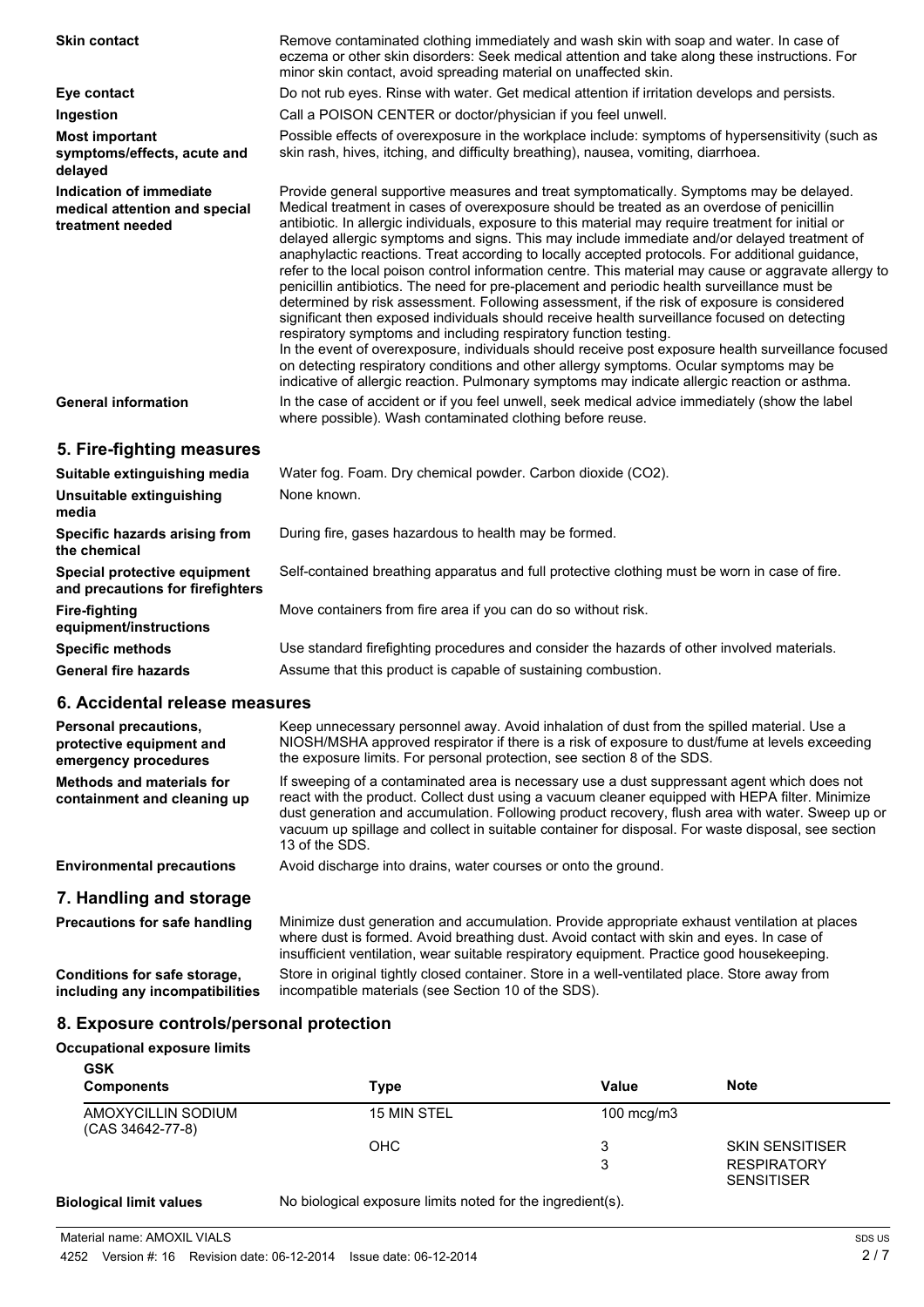**Skin contact**
Remove contaminated clothing immediately and wash skin with soap and water. In case of eczema or other skin disorders: Seek medical attention and take along these instructions. For minor skin contact, avoid spreading material on unaffected skin.

**Eye contact**
Do not rub eyes. Rinse with water. Get medical attention if irritation develops and persists.

**Ingestion**
Call a POISON CENTER or doctor/physician if you feel unwell.

**Most important symptoms/effects, acute and delayed**
Possible effects of overexposure in the workplace include: symptoms of hypersensitivity (such as skin rash, hives, itching, and difficulty breathing), nausea, vomiting, diarrhoea.

**Indication of immediate medical attention and special treatment needed**
Provide general supportive measures and treat symptomatically. Symptoms may be delayed. Medical treatment in cases of overexposure should be treated as an overdose of penicillin antibiotic. In allergic individuals, exposure to this material may require treatment for initial or delayed allergic symptoms and signs. This may include immediate and/or delayed treatment of anaphylactic reactions. Treat according to locally accepted protocols. For additional guidance, refer to the local poison control information centre. This material may cause or aggravate allergy to penicillin antibiotics. The need for pre-placement and periodic health surveillance must be determined by risk assessment. Following assessment, if the risk of exposure is considered significant then exposed individuals should receive health surveillance focused on detecting respiratory symptoms and including respiratory function testing.
In the event of overexposure, individuals should receive post exposure health surveillance focused on detecting respiratory conditions and other allergy symptoms. Ocular symptoms may be indicative of allergic reaction. Pulmonary symptoms may indicate allergic reaction or asthma.

**General information**
In the case of accident or if you feel unwell, seek medical advice immediately (show the label where possible). Wash contaminated clothing before reuse.

## 5. Fire-fighting measures

**Suitable extinguishing media**
Water fog. Foam. Dry chemical powder. Carbon dioxide ($CO_2$).

**Unsuitable extinguishing media**
None known.

**Specific hazards arising from the chemical**
During fire, gases hazardous to health may be formed.

**Special protective equipment and precautions for firefighters**
Self-contained breathing apparatus and full protective clothing must be worn in case of fire.

**Fire-fighting equipment/instructions**
Move containers from fire area if you can do so without risk.

**Specific methods**
Use standard firefighting procedures and consider the hazards of other involved materials.

**General fire hazards**
Assume that this product is capable of sustaining combustion.

## 6. Accidental release measures

**Personal precautions, protective equipment and emergency procedures**
Keep unnecessary personnel away. Avoid inhalation of dust from the spilled material. Use a NIOSH/MSHA approved respirator if there is a risk of exposure to dust/fume at levels exceeding the exposure limits. For personal protection, see section 8 of the SDS.

**Methods and materials for containment and cleaning up**
If sweeping of a contaminated area is necessary use a dust suppressant agent which does not react with the product. Collect dust using a vacuum cleaner equipped with HEPA filter. Minimize dust generation and accumulation. Following product recovery, flush area with water. Sweep up or vacuum up spillage and collect in suitable container for disposal. For waste disposal, see section 13 of the SDS.

**Environmental precautions**
Avoid discharge into drains, water courses or onto the ground.

## 7. Handling and storage

**Precautions for safe handling**
Minimize dust generation and accumulation. Provide appropriate exhaust ventilation at places where dust is formed. Avoid breathing dust. Avoid contact with skin and eyes. In case of insufficient ventilation, wear suitable respiratory equipment. Practice good housekeeping.

**Conditions for safe storage, including any incompatibilities**
Store in original tightly closed container. Store in a well-ventilated place. Store away from incompatible materials (see Section 10 of the SDS).

## 8. Exposure controls/personal protection

**Occupational exposure limits**

**GSK**

| Components | Type | Value | Note |
|---|---|---|---|
| AMOXYCILLIN SODIUM (CAS 34642-77-8) | 15 MIN STEL | 100 mcg/m3 | |
| | OHC | 3 | SKIN SENSITISER |
| | | 3 | RESPIRATORY SENSITISER |

**Biological limit values**
No biological exposure limits noted for the ingredient(s).

Material name: AMOXIL VIALS
4252 Version #: 16 Revision date: 06-12-2014 Issue date: 06-12-2014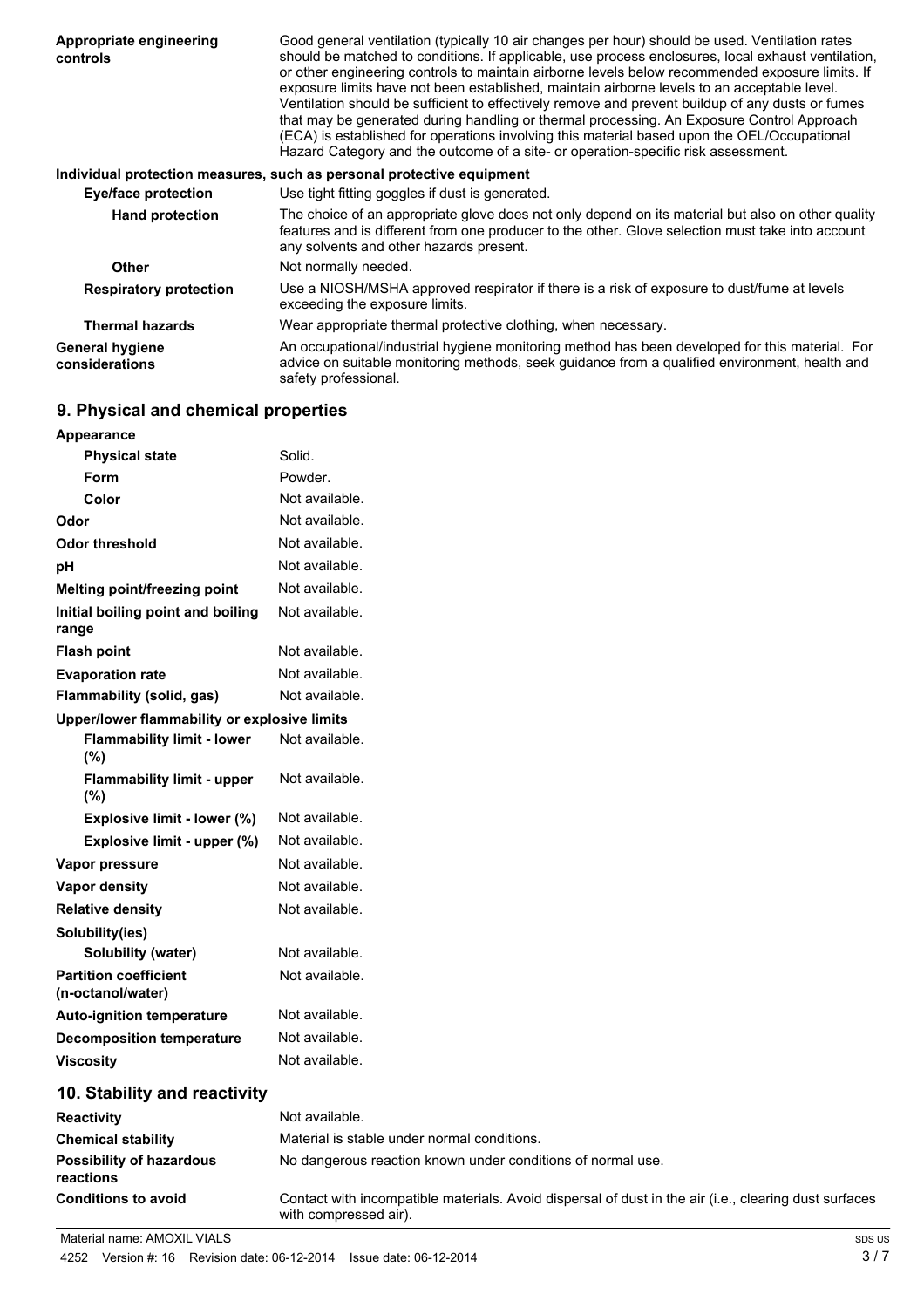| | |
|---|---|
| **Appropriate engineering controls** | Good general ventilation (typically 10 air changes per hour) should be used. Ventilation rates should be matched to conditions. If applicable, use process enclosures, local exhaust ventilation, or other engineering controls to maintain airborne levels below recommended exposure limits. If exposure limits have not been established, maintain airborne levels to an acceptable level. Ventilation should be sufficient to effectively remove and prevent buildup of any dusts or fumes that may be generated during handling or thermal processing. An Exposure Control Approach (ECA) is established for operations involving this material based upon the OEL/Occupational Hazard Category and the outcome of a site- or operation-specific risk assessment. |

**Individual protection measures, such as personal protective equipment**

| | |
|---|---|
| **Eye/face protection** | Use tight fitting goggles if dust is generated. |
| **Hand protection** | The choice of an appropriate glove does not only depend on its material but also on other quality features and is different from one producer to the other. Glove selection must take into account any solvents and other hazards present. |
| **Other** | Not normally needed. |
| **Respiratory protection** | Use a NIOSH/MSHA approved respirator if there is a risk of exposure to dust/fume at levels exceeding the exposure limits. |
| **Thermal hazards** | Wear appropriate thermal protective clothing, when necessary. |
| **General hygiene considerations** | An occupational/industrial hygiene monitoring method has been developed for this material. For advice on suitable monitoring methods, seek guidance from a qualified environment, health and safety professional. |

## 9. Physical and chemical properties

| | |
|---|---|
| **Appearance** | |
| **Physical state** | Solid. |
| **Form** | Powder. |
| **Color** | Not available. |
| **Odor** | Not available. |
| **Odor threshold** | Not available. |
| **pH** | Not available. |
| **Melting point/freezing point** | Not available. |
| **Initial boiling point and boiling range** | Not available. |
| **Flash point** | Not available. |
| **Evaporation rate** | Not available. |
| **Flammability (solid, gas)** | Not available. |
| **Upper/lower flammability or explosive limits** | |
| **Flammability limit - lower (%)** | Not available. |
| **Flammability limit - upper (%)** | Not available. |
| **Explosive limit - lower (%)** | Not available. |
| **Explosive limit - upper (%)** | Not available. |
| **Vapor pressure** | Not available. |
| **Vapor density** | Not available. |
| **Relative density** | Not available. |
| **Solubility(ies)** | |
| **Solubility (water)** | Not available. |
| **Partition coefficient (n-octanol/water)** | Not available. |
| **Auto-ignition temperature** | Not available. |
| **Decomposition temperature** | Not available. |
| **Viscosity** | Not available. |

## 10. Stability and reactivity

| | |
|---|---|
| **Reactivity** | Not available. |
| **Chemical stability** | Material is stable under normal conditions. |
| **Possibility of hazardous reactions** | No dangerous reaction known under conditions of normal use. |
| **Conditions to avoid** | Contact with incompatible materials. Avoid dispersal of dust in the air (i.e., clearing dust surfaces with compressed air). |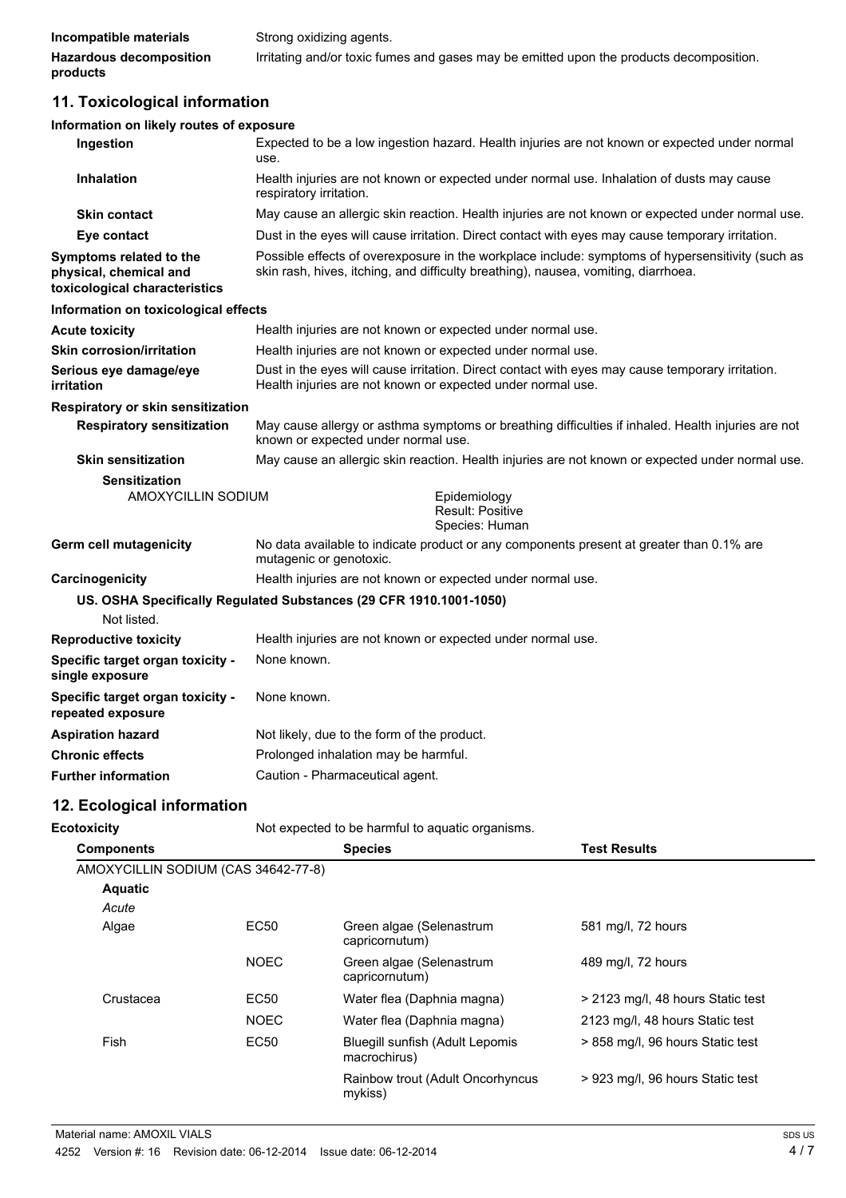| | |
|---|---|
| **Incompatible materials** | Strong oxidizing agents. |
| **Hazardous decomposition products** | Irritating and/or toxic fumes and gases may be emitted upon the products decomposition. |

## 11. Toxicological information

**Information on likely routes of exposure**

| | |
|---|---|
| **Ingestion** | Expected to be a low ingestion hazard. Health injuries are not known or expected under normal use. |
| **Inhalation** | Health injuries are not known or expected under normal use. Inhalation of dusts may cause respiratory irritation. |
| **Skin contact** | May cause an allergic skin reaction. Health injuries are not known or expected under normal use. |
| **Eye contact** | Dust in the eyes will cause irritation. Direct contact with eyes may cause temporary irritation. |
| **Symptoms related to the physical, chemical and toxicological characteristics** | Possible effects of overexposure in the workplace include: symptoms of hypersensitivity (such as skin rash, hives, itching, and difficulty breathing), nausea, vomiting, diarrhoea. |

**Information on toxicological effects**

| | |
|---|---|
| **Acute toxicity** | Health injuries are not known or expected under normal use. |
| **Skin corrosion/irritation** | Health injuries are not known or expected under normal use. |
| **Serious eye damage/eye irritation** | Dust in the eyes will cause irritation. Direct contact with eyes may cause temporary irritation. Health injuries are not known or expected under normal use. |

**Respiratory or skin sensitization**

| | |
|---|---|
| **Respiratory sensitization** | May cause allergy or asthma symptoms or breathing difficulties if inhaled. Health injuries are not known or expected under normal use. |
| **Skin sensitization** | May cause an allergic skin reaction. Health injuries are not known or expected under normal use. |

**Sensitization**

| | |
|---|---|
| AMOXYCILLIN SODIUM | Epidemiology<br>Result: Positive<br>Species: Human |

| | |
|---|---|
| **Germ cell mutagenicity** | No data available to indicate product or any components present at greater than 0.1% are mutagenic or genotoxic. |
| **Carcinogenicity** | Health injuries are not known or expected under normal use. |

**US. OSHA Specifically Regulated Substances (29 CFR 1910.1001-1050)**

Not listed.

| | |
|---|---|
| **Reproductive toxicity** | Health injuries are not known or expected under normal use. |
| **Specific target organ toxicity - single exposure** | None known. |
| **Specific target organ toxicity - repeated exposure** | None known. |
| **Aspiration hazard** | Not likely, due to the form of the product. |
| **Chronic effects** | Prolonged inhalation may be harmful. |
| **Further information** | Caution - Pharmaceutical agent. |

## 12. Ecological information

**Ecotoxicity** Not expected to be harmful to aquatic organisms.

| Components | | Species | Test Results |
|---|---|---|---|
| AMOXYCILLIN SODIUM (CAS 34642-77-8) | | | |
| **Aquatic** | | | |
| *Acute* | | | |
| Algae | EC50 | Green algae (Selenastrum capricornutum) | 581 mg/l, 72 hours |
| | NOEC | Green algae (Selenastrum capricornutum) | 489 mg/l, 72 hours |
| Crustacea | EC50 | Water flea (Daphnia magna) | > 2123 mg/l, 48 hours Static test |
| | NOEC | Water flea (Daphnia magna) | 2123 mg/l, 48 hours Static test |
| Fish | EC50 | Bluegill sunfish (Adult Lepomis macrochirus) | > 858 mg/l, 96 hours Static test |
| | | Rainbow trout (Adult Oncorhyncus mykiss) | > 923 mg/l, 96 hours Static test |

Material name: AMOXIL VIALS

4252 Version #: 16 Revision date: 06-12-2014 Issue date: 06-12-2014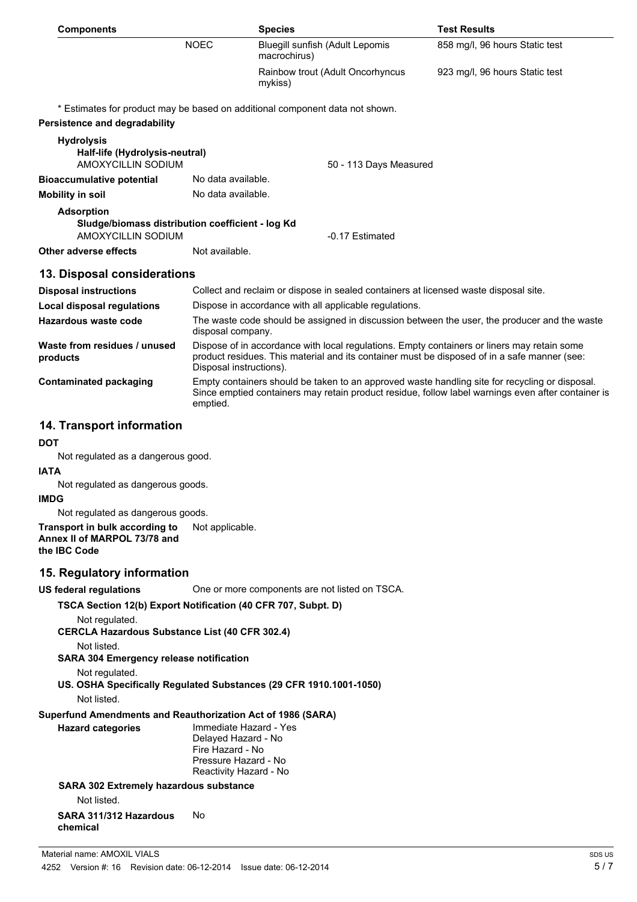| Components | | Species | Test Results |
|---|---|---|---|
| | NOEC | Bluegill sunfish (Adult Lepomis macrochirus) | 858 mg/l, 96 hours Static test |
| | | Rainbow trout (Adult Oncorhyncus mykiss) | 923 mg/l, 96 hours Static test |

\* Estimates for product may be based on additional component data not shown.

**Persistence and degradability**

**Hydrolysis**

**Half-life (Hydrolysis-neutral)**

AMOXYCILLIN SODIUM — 50 - 113 Days Measured

**Bioaccumulative potential** No data available.

**Mobility in soil** No data available.

**Adsorption**

**Sludge/biomass distribution coefficient - log Kd**

AMOXYCILLIN SODIUM — -0.17 Estimated

**Other adverse effects** Not available.

## 13. Disposal considerations

| | |
|---|---|
| **Disposal instructions** | Collect and reclaim or dispose in sealed containers at licensed waste disposal site. |
| **Local disposal regulations** | Dispose in accordance with all applicable regulations. |
| **Hazardous waste code** | The waste code should be assigned in discussion between the user, the producer and the waste disposal company. |
| **Waste from residues / unused products** | Dispose of in accordance with local regulations. Empty containers or liners may retain some product residues. This material and its container must be disposed of in a safe manner (see: Disposal instructions). |
| **Contaminated packaging** | Empty containers should be taken to an approved waste handling site for recycling or disposal. Since emptied containers may retain product residue, follow label warnings even after container is emptied. |

## 14. Transport information

**DOT**

Not regulated as a dangerous good.

**IATA**

Not regulated as dangerous goods.

**IMDG**

Not regulated as dangerous goods.

**Transport in bulk according to Annex II of MARPOL 73/78 and the IBC Code** Not applicable.

## 15. Regulatory information

**US federal regulations** One or more components are not listed on TSCA.

**TSCA Section 12(b) Export Notification (40 CFR 707, Subpt. D)**

Not regulated.

**CERCLA Hazardous Substance List (40 CFR 302.4)**

Not listed.

**SARA 304 Emergency release notification**

Not regulated.

**US. OSHA Specifically Regulated Substances (29 CFR 1910.1001-1050)**

Not listed.

**Superfund Amendments and Reauthorization Act of 1986 (SARA)**

**Hazard categories**

Immediate Hazard - Yes
Delayed Hazard - No
Fire Hazard - No
Pressure Hazard - No
Reactivity Hazard - No

**SARA 302 Extremely hazardous substance**

Not listed.

**SARA 311/312 Hazardous chemical** No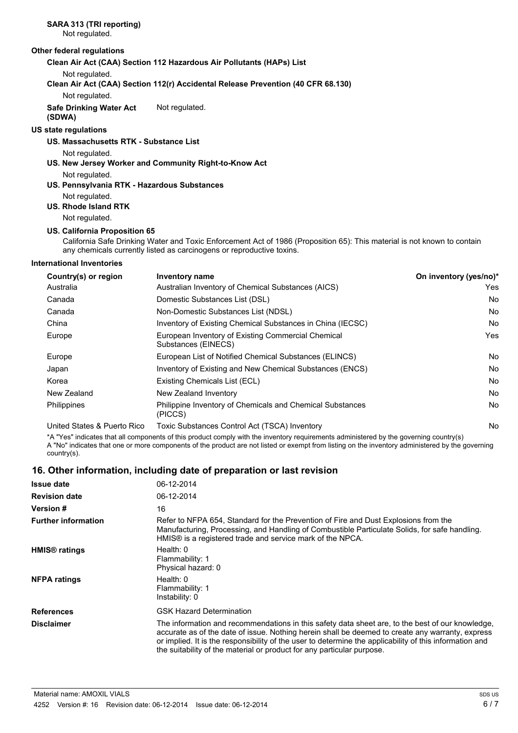**SARA 313 (TRI reporting)**

Not regulated.

**Other federal regulations**

**Clean Air Act (CAA) Section 112 Hazardous Air Pollutants (HAPs) List**

Not regulated.

**Clean Air Act (CAA) Section 112(r) Accidental Release Prevention (40 CFR 68.130)**

Not regulated.

**Safe Drinking Water Act (SDWA)** Not regulated.

**US state regulations**

**US. Massachusetts RTK - Substance List**

Not regulated.

**US. New Jersey Worker and Community Right-to-Know Act**

Not regulated.

**US. Pennsylvania RTK - Hazardous Substances**

Not regulated.

**US. Rhode Island RTK**

Not regulated.

**US. California Proposition 65**

California Safe Drinking Water and Toxic Enforcement Act of 1986 (Proposition 65): This material is not known to contain any chemicals currently listed as carcinogens or reproductive toxins.

**International Inventories**

| Country(s) or region | Inventory name | On inventory (yes/no)* |
|---|---|---|
| Australia | Australian Inventory of Chemical Substances (AICS) | Yes |
| Canada | Domestic Substances List (DSL) | No |
| Canada | Non-Domestic Substances List (NDSL) | No |
| China | Inventory of Existing Chemical Substances in China (IECSC) | No |
| Europe | European Inventory of Existing Commercial Chemical Substances (EINECS) | Yes |
| Europe | European List of Notified Chemical Substances (ELINCS) | No |
| Japan | Inventory of Existing and New Chemical Substances (ENCS) | No |
| Korea | Existing Chemicals List (ECL) | No |
| New Zealand | New Zealand Inventory | No |
| Philippines | Philippine Inventory of Chemicals and Chemical Substances (PICCS) | No |
| United States & Puerto Rico | Toxic Substances Control Act (TSCA) Inventory | No |

*A "Yes" indicates that all components of this product comply with the inventory requirements administered by the governing country(s)
A "No" indicates that one or more components of the product are not listed or exempt from listing on the inventory administered by the governing country(s).

## 16. Other information, including date of preparation or last revision

| | |
|---|---|
| **Issue date** | 06-12-2014 |
| **Revision date** | 06-12-2014 |
| **Version #** | 16 |
| **Further information** | Refer to NFPA 654, Standard for the Prevention of Fire and Dust Explosions from the Manufacturing, Processing, and Handling of Combustible Particulate Solids, for safe handling. HMIS® is a registered trade and service mark of the NPCA. |
| **HMIS® ratings** | Health: 0<br>Flammability: 1<br>Physical hazard: 0 |
| **NFPA ratings** | Health: 0<br>Flammability: 1<br>Instability: 0 |
| **References** | GSK Hazard Determination |
| **Disclaimer** | The information and recommendations in this safety data sheet are, to the best of our knowledge, accurate as of the date of issue. Nothing herein shall be deemed to create any warranty, express or implied. It is the responsibility of the user to determine the applicability of this information and the suitability of the material or product for any particular purpose. |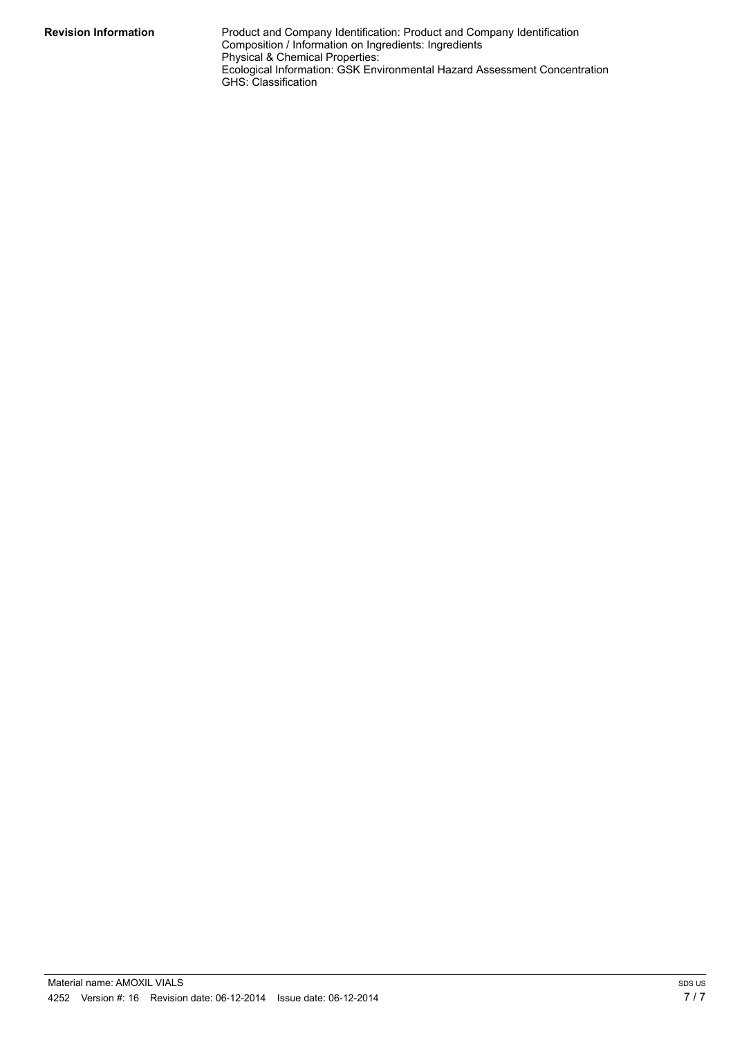**Revision Information**

Product and Company Identification: Product and Company Identification
Composition / Information on Ingredients: Ingredients
Physical & Chemical Properties:
Ecological Information: GSK Environmental Hazard Assessment Concentration
GHS: Classification